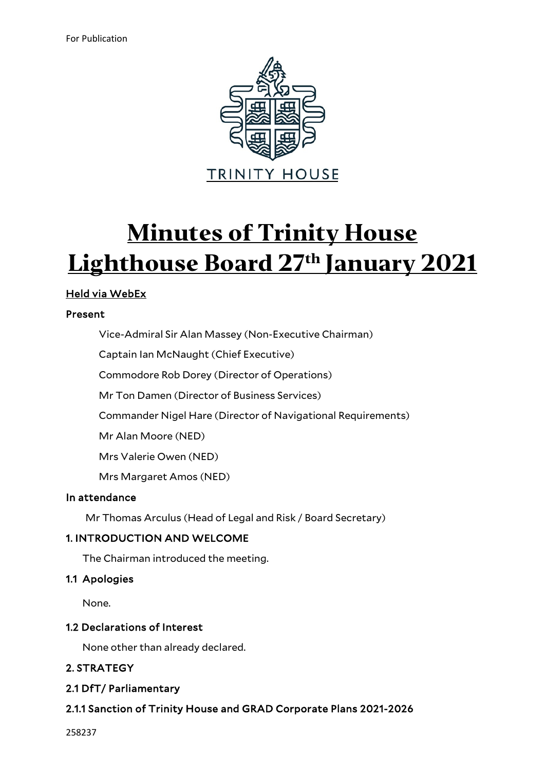For Publication

TRINITY HOUSE

# Minutes of Trinity House Lighthouse Board 27th January 2021

Held via WebEx

**Present**

Vice-Admiral Sir Alan Massey (Non-Executive Chairman)

Captain Ian McNaught (Chief Executive)

Commodore Rob Dorey (Director of Operations)

Mr Ton Damen (Director of Business Services)

Commander Nigel Hare (Director of Navigational Requirements)

Mr Alan Moore (NED)

Mrs Valerie Owen (NED)

Mrs Margaret Amos (NED)

**In attendance**

Mr Thomas Arculus (Head of Legal and Risk / Board Secretary)

## 1. INTRODUCTION AND WELCOME

The Chairman introduced the meeting.

### 1.1 Apologies

None.

### 1.2 Declarations of Interest

None other than already declared.

## 2. STRATEGY

### 2.1 DfT/ Parliamentary

#### 2.1.1 Sanction of Trinity House and GRAD Corporate Plans 2021-2026

258237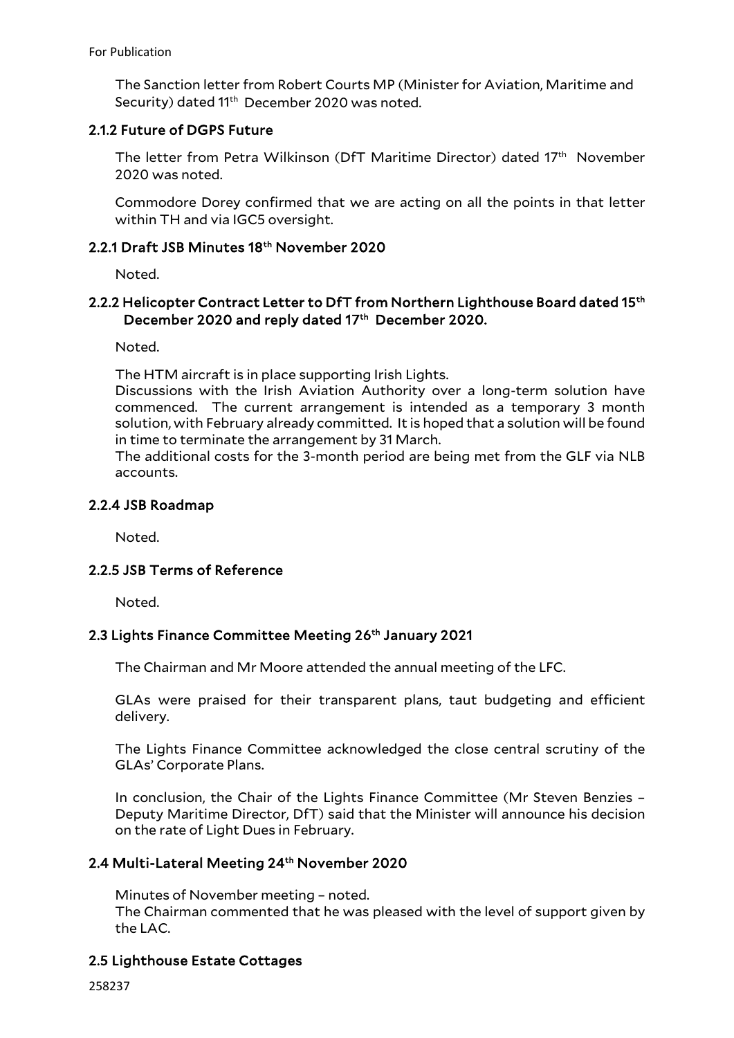The Sanction letter from Robert Courts MP (Minister for Aviation, Maritime and Security) dated 11th December 2020 was noted.

### 2.1.2 Future of DGPS Future

The letter from Petra Wilkinson (DfT Maritime Director) dated 17th November 2020 was noted.

Commodore Dorey confirmed that we are acting on all the points in that letter within TH and via IGC5 oversight.

### 2.2.1 Draft JSB Minutes 18th November 2020

Noted.

### 2.2.2 Helicopter Contract Letter to DfT from Northern Lighthouse Board dated 15th December 2020 and reply dated 17th December 2020.

Noted.

The HTM aircraft is in place supporting Irish Lights.
Discussions with the Irish Aviation Authority over a long-term solution have commenced. The current arrangement is intended as a temporary 3 month solution, with February already committed. It is hoped that a solution will be found in time to terminate the arrangement by 31 March.
The additional costs for the 3-month period are being met from the GLF via NLB accounts.

### 2.2.4 JSB Roadmap

Noted.

### 2.2.5 JSB Terms of Reference

Noted.

### 2.3 Lights Finance Committee Meeting 26th January 2021

The Chairman and Mr Moore attended the annual meeting of the LFC.

GLAs were praised for their transparent plans, taut budgeting and efficient delivery.

The Lights Finance Committee acknowledged the close central scrutiny of the GLAs' Corporate Plans.

In conclusion, the Chair of the Lights Finance Committee (Mr Steven Benzies – Deputy Maritime Director, DfT) said that the Minister will announce his decision on the rate of Light Dues in February.

### 2.4 Multi-Lateral Meeting 24th November 2020

Minutes of November meeting – noted.
The Chairman commented that he was pleased with the level of support given by the LAC.

### 2.5 Lighthouse Estate Cottages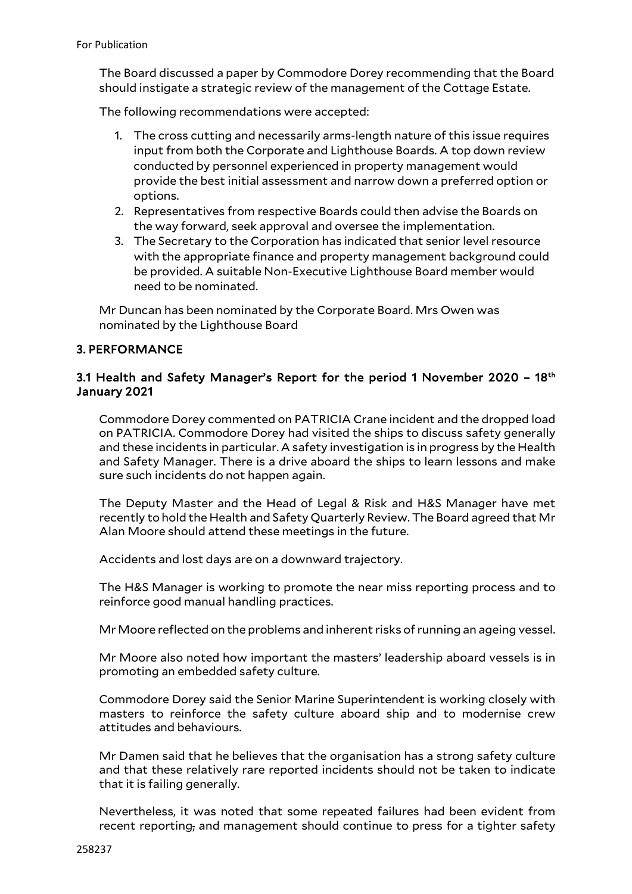The Board discussed a paper by Commodore Dorey recommending that the Board should instigate a strategic review of the management of the Cottage Estate.

The following recommendations were accepted:

1. The cross cutting and necessarily arms-length nature of this issue requires input from both the Corporate and Lighthouse Boards. A top down review conducted by personnel experienced in property management would provide the best initial assessment and narrow down a preferred option or options.
2. Representatives from respective Boards could then advise the Boards on the way forward, seek approval and oversee the implementation.
3. The Secretary to the Corporation has indicated that senior level resource with the appropriate finance and property management background could be provided. A suitable Non-Executive Lighthouse Board member would need to be nominated.

Mr Duncan has been nominated by the Corporate Board. Mrs Owen was nominated by the Lighthouse Board

## 3. PERFORMANCE

### 3.1 Health and Safety Manager's Report for the period 1 November 2020 – 18th January 2021

Commodore Dorey commented on PATRICIA Crane incident and the dropped load on PATRICIA. Commodore Dorey had visited the ships to discuss safety generally and these incidents in particular. A safety investigation is in progress by the Health and Safety Manager. There is a drive aboard the ships to learn lessons and make sure such incidents do not happen again.

The Deputy Master and the Head of Legal & Risk and H&S Manager have met recently to hold the Health and Safety Quarterly Review. The Board agreed that Mr Alan Moore should attend these meetings in the future.

Accidents and lost days are on a downward trajectory.

The H&S Manager is working to promote the near miss reporting process and to reinforce good manual handling practices.

Mr Moore reflected on the problems and inherent risks of running an ageing vessel.

Mr Moore also noted how important the masters' leadership aboard vessels is in promoting an embedded safety culture.

Commodore Dorey said the Senior Marine Superintendent is working closely with masters to reinforce the safety culture aboard ship and to modernise crew attitudes and behaviours.

Mr Damen said that he believes that the organisation has a strong safety culture and that these relatively rare reported incidents should not be taken to indicate that it is failing generally.

Nevertheless, it was noted that some repeated failures had been evident from recent reporting, and management should continue to press for a tighter safety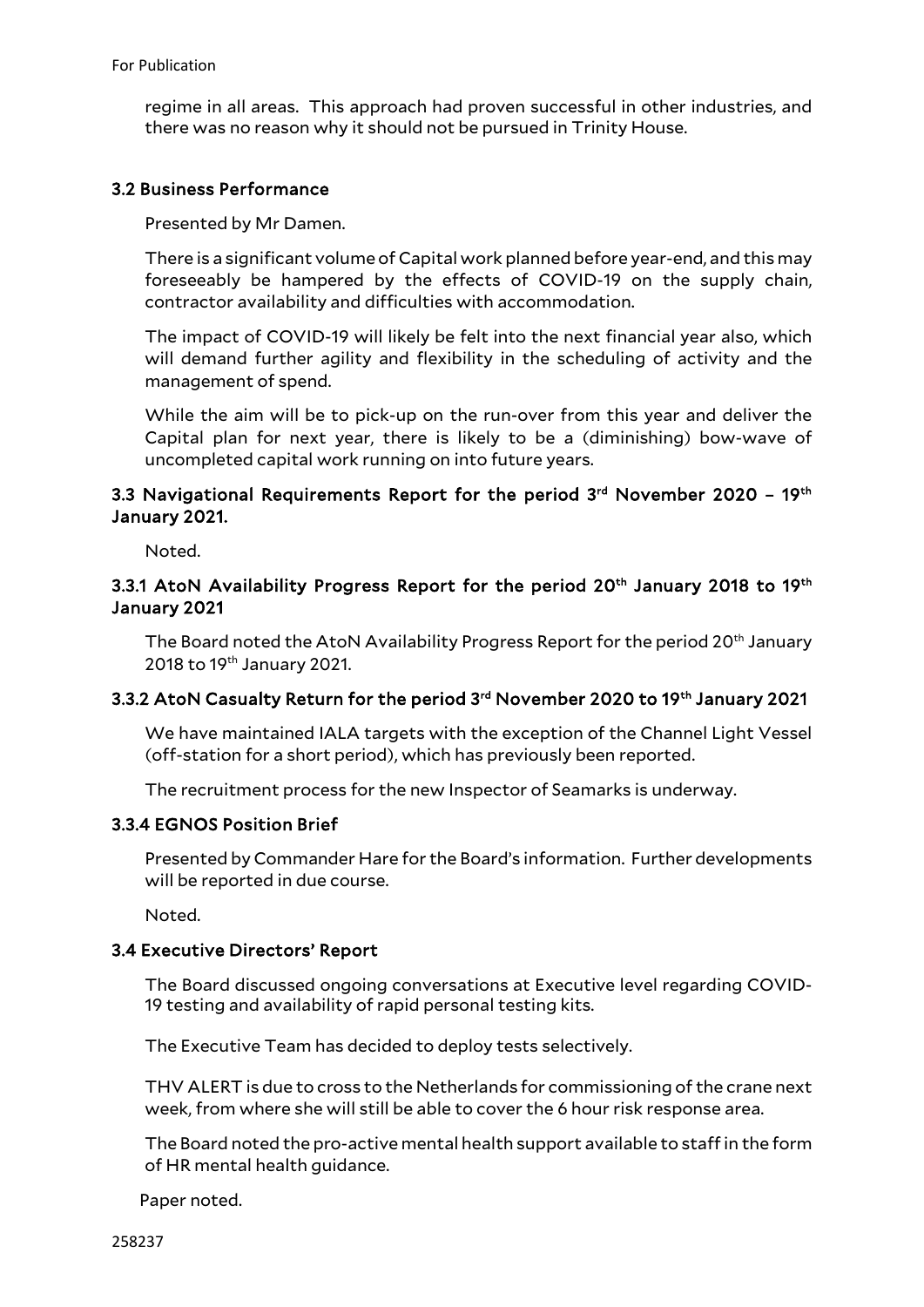regime in all areas. This approach had proven successful in other industries, and there was no reason why it should not be pursued in Trinity House.

### 3.2 Business Performance

Presented by Mr Damen.

There is a significant volume of Capital work planned before year-end, and this may foreseeably be hampered by the effects of COVID-19 on the supply chain, contractor availability and difficulties with accommodation.

The impact of COVID-19 will likely be felt into the next financial year also, which will demand further agility and flexibility in the scheduling of activity and the management of spend.

While the aim will be to pick-up on the run-over from this year and deliver the Capital plan for next year, there is likely to be a (diminishing) bow-wave of uncompleted capital work running on into future years.

### 3.3 Navigational Requirements Report for the period 3rd November 2020 – 19th January 2021.

Noted.

### 3.3.1 AtoN Availability Progress Report for the period 20th January 2018 to 19th January 2021

The Board noted the AtoN Availability Progress Report for the period 20th January 2018 to 19th January 2021.

### 3.3.2 AtoN Casualty Return for the period 3rd November 2020 to 19th January 2021

We have maintained IALA targets with the exception of the Channel Light Vessel (off-station for a short period), which has previously been reported.

The recruitment process for the new Inspector of Seamarks is underway.

### 3.3.4 EGNOS Position Brief

Presented by Commander Hare for the Board's information. Further developments will be reported in due course.

Noted.

### 3.4 Executive Directors' Report

The Board discussed ongoing conversations at Executive level regarding COVID-19 testing and availability of rapid personal testing kits.

The Executive Team has decided to deploy tests selectively.

THV ALERT is due to cross to the Netherlands for commissioning of the crane next week, from where she will still be able to cover the 6 hour risk response area.

The Board noted the pro-active mental health support available to staff in the form of HR mental health guidance.

Paper noted.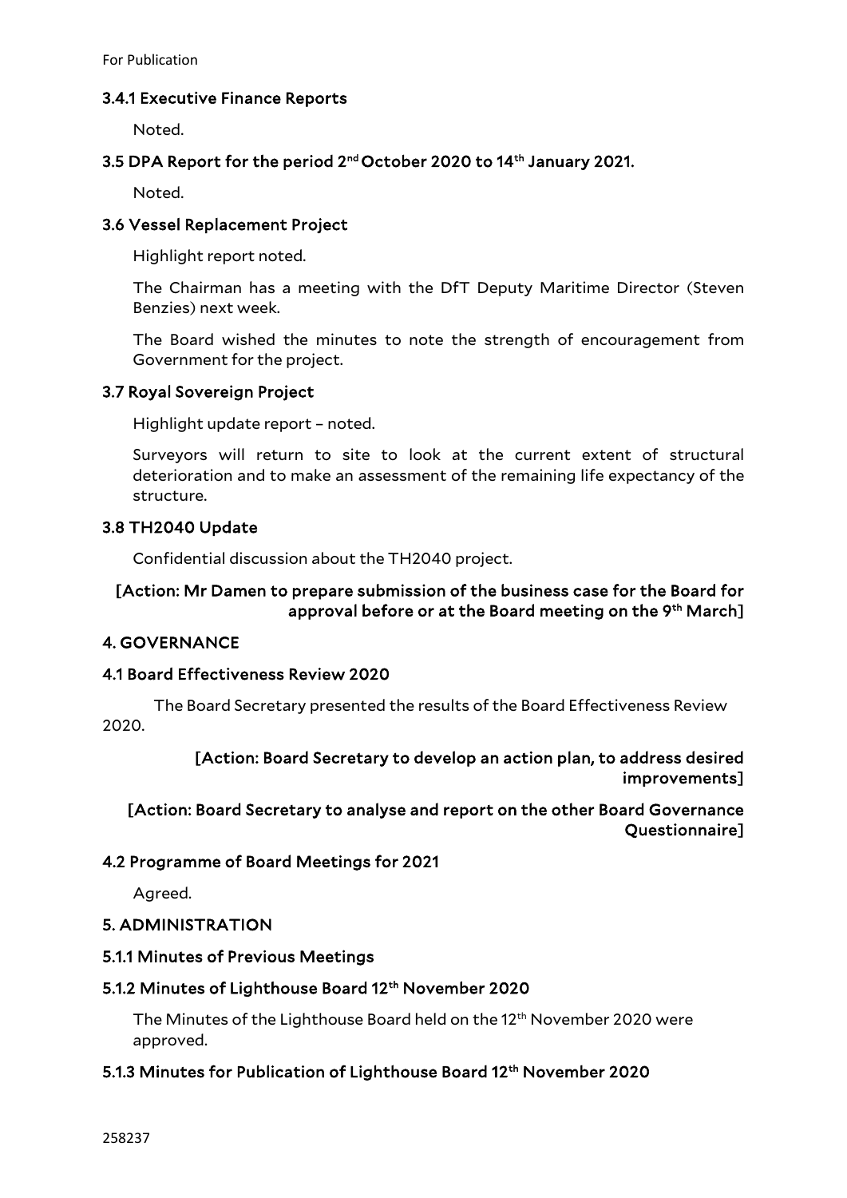### 3.4.1 Executive Finance Reports

Noted.

### 3.5 DPA Report for the period 2nd October 2020 to 14th January 2021.

Noted.

### 3.6 Vessel Replacement Project

Highlight report noted.

The Chairman has a meeting with the DfT Deputy Maritime Director (Steven Benzies) next week.

The Board wished the minutes to note the strength of encouragement from Government for the project.

### 3.7 Royal Sovereign Project

Highlight update report – noted.

Surveyors will return to site to look at the current extent of structural deterioration and to make an assessment of the remaining life expectancy of the structure.

### 3.8 TH2040 Update

Confidential discussion about the TH2040 project.

**[Action: Mr Damen to prepare submission of the business case for the Board for approval before or at the Board meeting on the 9th March]**

## 4. GOVERNANCE

### 4.1 Board Effectiveness Review 2020

The Board Secretary presented the results of the Board Effectiveness Review 2020.

**[Action: Board Secretary to develop an action plan, to address desired improvements]**

**[Action: Board Secretary to analyse and report on the other Board Governance Questionnaire]**

### 4.2 Programme of Board Meetings for 2021

Agreed.

## 5. ADMINISTRATION

### 5.1.1 Minutes of Previous Meetings

### 5.1.2 Minutes of Lighthouse Board 12th November 2020

The Minutes of the Lighthouse Board held on the 12th November 2020 were approved.

### 5.1.3 Minutes for Publication of Lighthouse Board 12th November 2020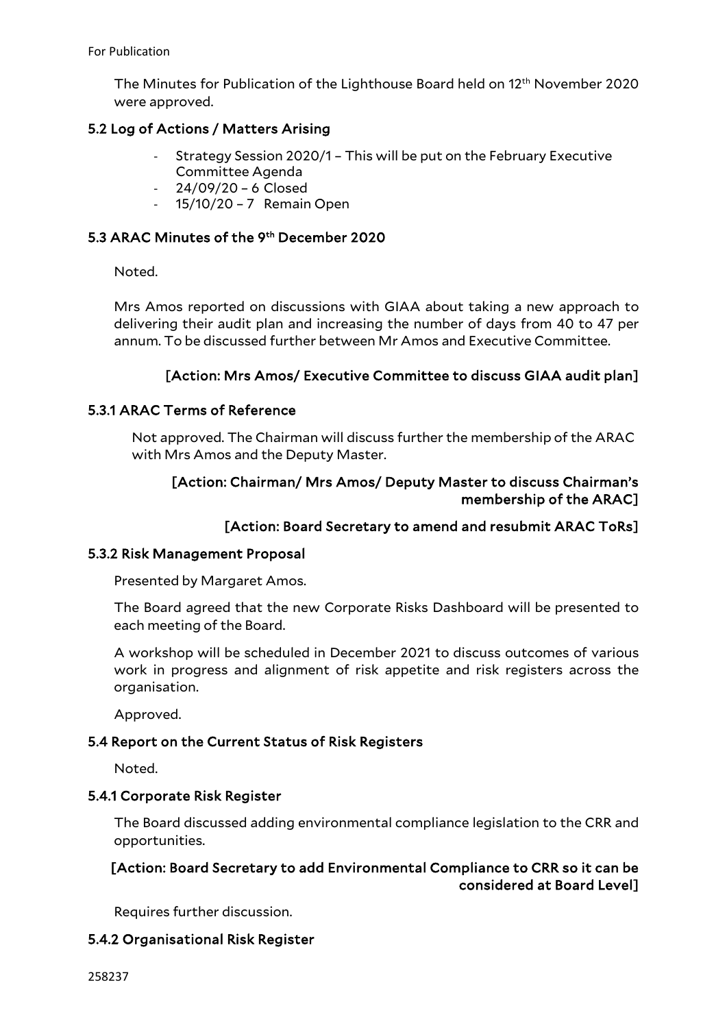The Minutes for Publication of the Lighthouse Board held on 12th November 2020 were approved.

### 5.2 Log of Actions / Matters Arising

- Strategy Session 2020/1 – This will be put on the February Executive Committee Agenda
- 24/09/20 – 6 Closed
- 15/10/20 – 7 Remain Open

### 5.3 ARAC Minutes of the 9th December 2020

Noted.

Mrs Amos reported on discussions with GIAA about taking a new approach to delivering their audit plan and increasing the number of days from 40 to 47 per annum. To be discussed further between Mr Amos and Executive Committee.

**[Action: Mrs Amos/ Executive Committee to discuss GIAA audit plan]**

### 5.3.1 ARAC Terms of Reference

Not approved. The Chairman will discuss further the membership of the ARAC with Mrs Amos and the Deputy Master.

**[Action: Chairman/ Mrs Amos/ Deputy Master to discuss Chairman's membership of the ARAC]**

**[Action: Board Secretary to amend and resubmit ARAC ToRs]**

### 5.3.2 Risk Management Proposal

Presented by Margaret Amos.

The Board agreed that the new Corporate Risks Dashboard will be presented to each meeting of the Board.

A workshop will be scheduled in December 2021 to discuss outcomes of various work in progress and alignment of risk appetite and risk registers across the organisation.

Approved.

### 5.4 Report on the Current Status of Risk Registers

Noted.

### 5.4.1 Corporate Risk Register

The Board discussed adding environmental compliance legislation to the CRR and opportunities.

**[Action: Board Secretary to add Environmental Compliance to CRR so it can be considered at Board Level]**

Requires further discussion.

### 5.4.2 Organisational Risk Register

258237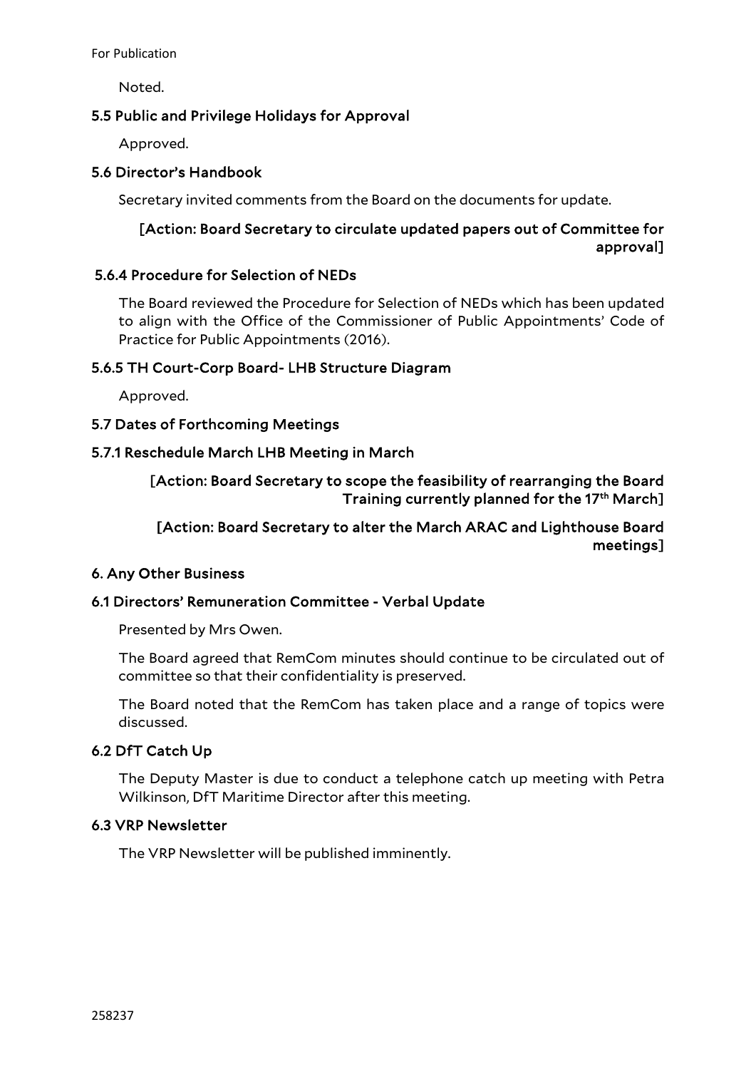Noted.

### 5.5 Public and Privilege Holidays for Approval

Approved.

### 5.6 Director's Handbook

Secretary invited comments from the Board on the documents for update.

**[Action: Board Secretary to circulate updated papers out of Committee for approval]**

### 5.6.4 Procedure for Selection of NEDs

The Board reviewed the Procedure for Selection of NEDs which has been updated to align with the Office of the Commissioner of Public Appointments' Code of Practice for Public Appointments (2016).

### 5.6.5 TH Court-Corp Board- LHB Structure Diagram

Approved.

### 5.7 Dates of Forthcoming Meetings

### 5.7.1 Reschedule March LHB Meeting in March

**[Action: Board Secretary to scope the feasibility of rearranging the Board Training currently planned for the 17th March]**

**[Action: Board Secretary to alter the March ARAC and Lighthouse Board meetings]**

## 6. Any Other Business

### 6.1 Directors' Remuneration Committee - Verbal Update

Presented by Mrs Owen.

The Board agreed that RemCom minutes should continue to be circulated out of committee so that their confidentiality is preserved.

The Board noted that the RemCom has taken place and a range of topics were discussed.

### 6.2 DfT Catch Up

The Deputy Master is due to conduct a telephone catch up meeting with Petra Wilkinson, DfT Maritime Director after this meeting.

### 6.3 VRP Newsletter

The VRP Newsletter will be published imminently.